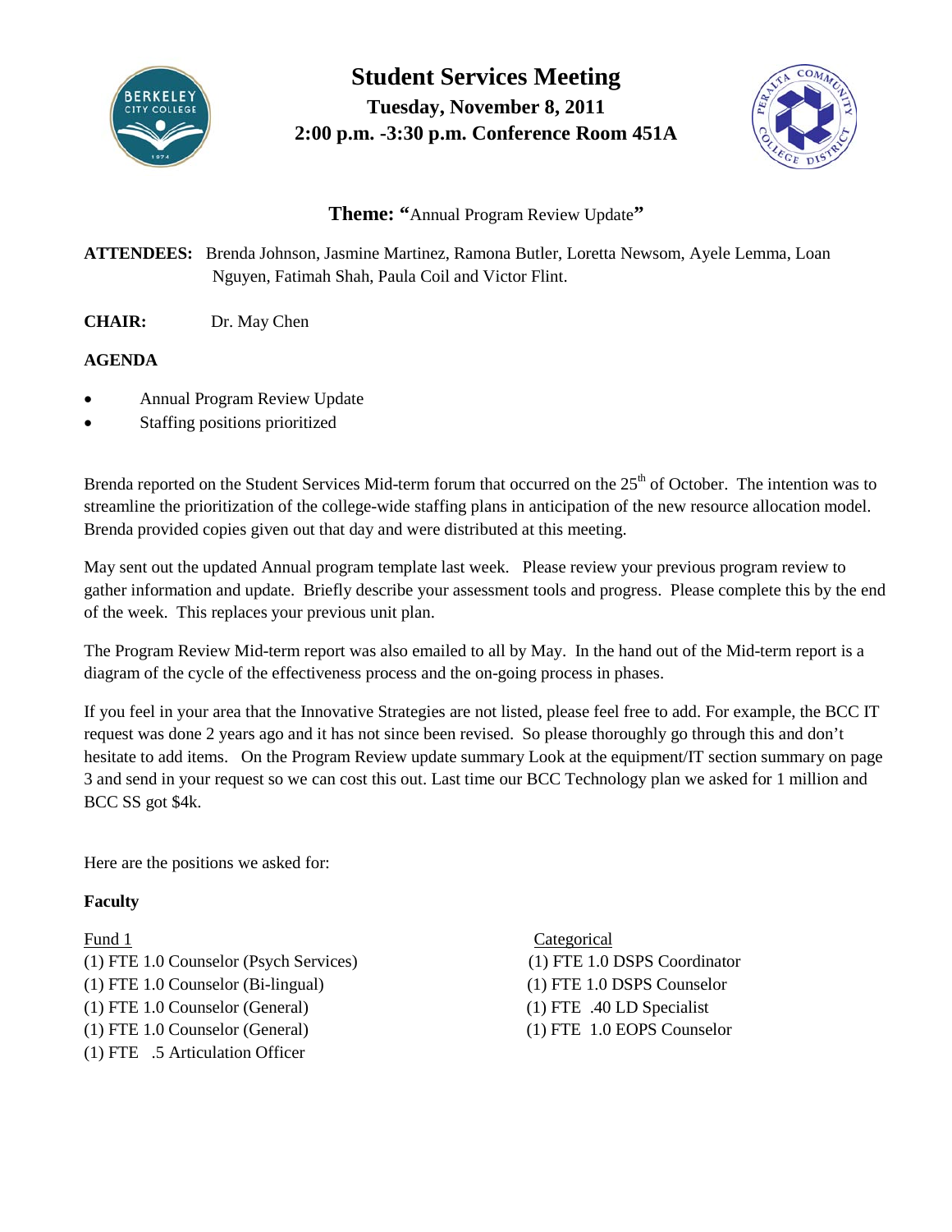# Student Services Meeting

**Tuesday, November 8, 2011**

**2:00 p.m. -3:30 p.m. Conference Room 451A**

**Theme: "**Annual Program Review Update**"**

**ATTENDEES:** Brenda Johnson, Jasmine Martinez, Ramona Butler, Loretta Newsom, Ayele Lemma, Loan Nguyen, Fatimah Shah, Paula Coil and Victor Flint.

**CHAIR:** Dr. May Chen

**AGENDA**

- Annual Program Review Update
- Staffing positions prioritized

Brenda reported on the Student Services Mid-term forum that occurred on the 25th of October. The intention was to streamline the prioritization of the college-wide staffing plans in anticipation of the new resource allocation model. Brenda provided copies given out that day and were distributed at this meeting.

May sent out the updated Annual program template last week. Please review your previous program review to gather information and update. Briefly describe your assessment tools and progress. Please complete this by the end of the week. This replaces your previous unit plan.

The Program Review Mid-term report was also emailed to all by May. In the hand out of the Mid-term report is a diagram of the cycle of the effectiveness process and the on-going process in phases.

If you feel in your area that the Innovative Strategies are not listed, please feel free to add. For example, the BCC IT request was done 2 years ago and it has not since been revised. So please thoroughly go through this and don't hesitate to add items. On the Program Review update summary Look at the equipment/IT section summary on page 3 and send in your request so we can cost this out. Last time our BCC Technology plan we asked for 1 million and BCC SS got $4k.

Here are the positions we asked for:

**Faculty**

Fund 1

(1) FTE 1.0 Counselor (Psych Services)
(1) FTE 1.0 Counselor (Bi-lingual)
(1) FTE 1.0 Counselor (General)
(1) FTE 1.0 Counselor (General)
(1) FTE .5 Articulation Officer

Categorical

(1) FTE 1.0 DSPS Coordinator
(1) FTE 1.0 DSPS Counselor
(1) FTE .40 LD Specialist
(1) FTE 1.0 EOPS Counselor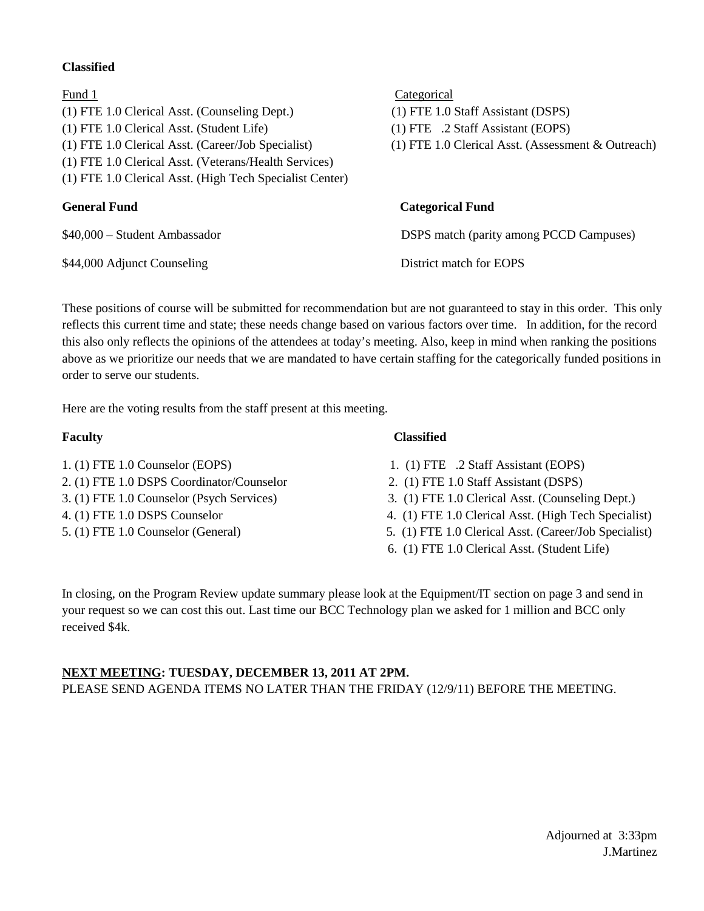**Classified**

Fund 1

(1) FTE 1.0 Clerical Asst. (Counseling Dept.)
(1) FTE 1.0 Clerical Asst. (Student Life)
(1) FTE 1.0 Clerical Asst. (Career/Job Specialist)
(1) FTE 1.0 Clerical Asst. (Veterans/Health Services)
(1) FTE 1.0 Clerical Asst. (High Tech Specialist Center)

Categorical

(1) FTE 1.0 Staff Assistant (DSPS)
(1) FTE .2 Staff Assistant (EOPS)
(1) FTE 1.0 Clerical Asst. (Assessment & Outreach)

**General Fund**

$40,000 – Student Ambassador

$44,000 Adjunct Counseling

**Categorical Fund**

DSPS match (parity among PCCD Campuses)

District match for EOPS

These positions of course will be submitted for recommendation but are not guaranteed to stay in this order. This only reflects this current time and state; these needs change based on various factors over time. In addition, for the record this also only reflects the opinions of the attendees at today's meeting. Also, keep in mind when ranking the positions above as we prioritize our needs that we are mandated to have certain staffing for the categorically funded positions in order to serve our students.

Here are the voting results from the staff present at this meeting.

**Faculty**

1. (1) FTE 1.0 Counselor (EOPS)
2. (1) FTE 1.0 DSPS Coordinator/Counselor
3. (1) FTE 1.0 Counselor (Psych Services)
4. (1) FTE 1.0 DSPS Counselor
5. (1) FTE 1.0 Counselor (General)

**Classified**

1. (1) FTE .2 Staff Assistant (EOPS)
2. (1) FTE 1.0 Staff Assistant (DSPS)
3. (1) FTE 1.0 Clerical Asst. (Counseling Dept.)
4. (1) FTE 1.0 Clerical Asst. (High Tech Specialist)
5. (1) FTE 1.0 Clerical Asst. (Career/Job Specialist)
6. (1) FTE 1.0 Clerical Asst. (Student Life)

In closing, on the Program Review update summary please look at the Equipment/IT section on page 3 and send in your request so we can cost this out. Last time our BCC Technology plan we asked for 1 million and BCC only received $4k.

**NEXT MEETING: TUESDAY, DECEMBER 13, 2011 AT 2PM.**
PLEASE SEND AGENDA ITEMS NO LATER THAN THE FRIDAY (12/9/11) BEFORE THE MEETING.

Adjourned at 3:33pm
J.Martinez